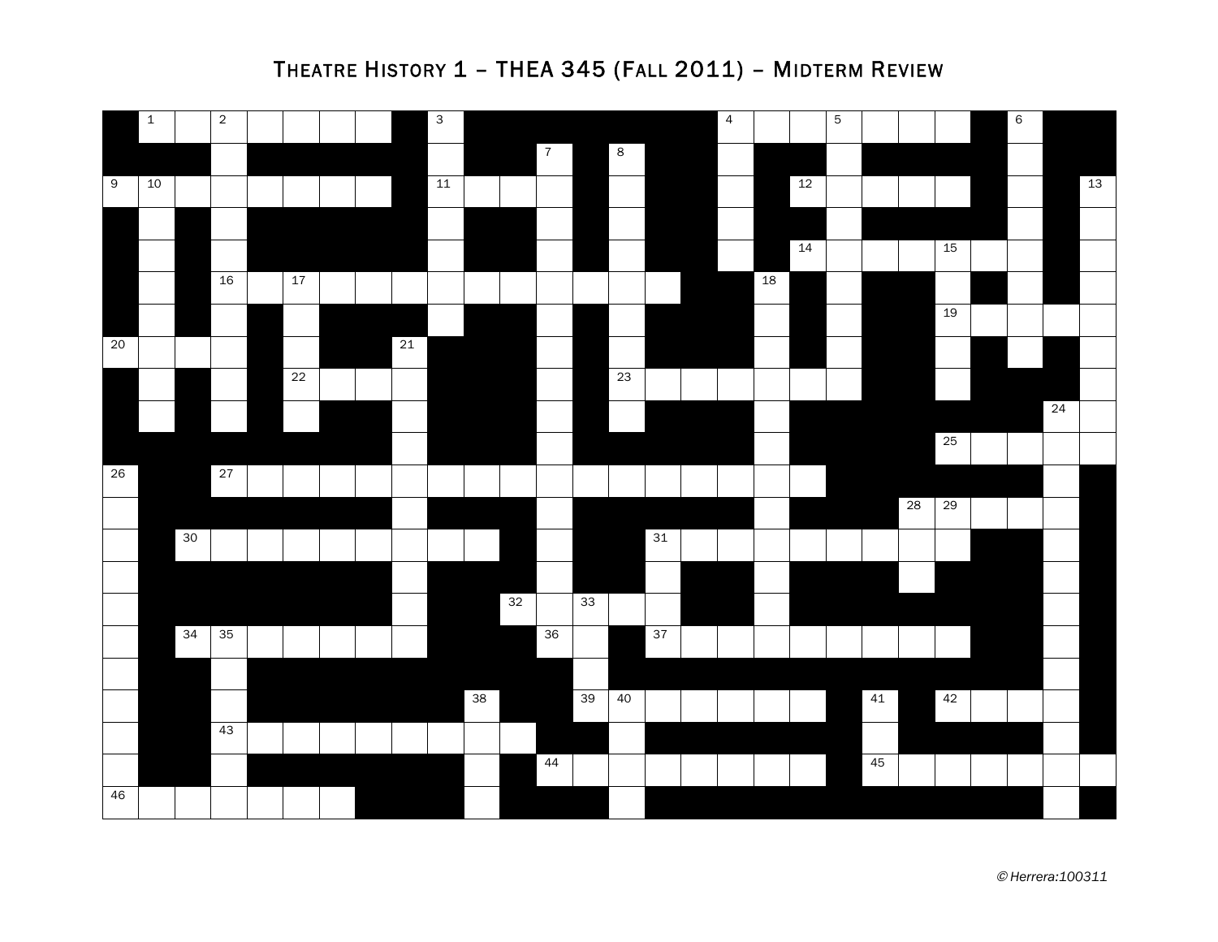# Theatre History 1 – THEA 345 (Fall 2011) – Midterm Review

© Herrera:100311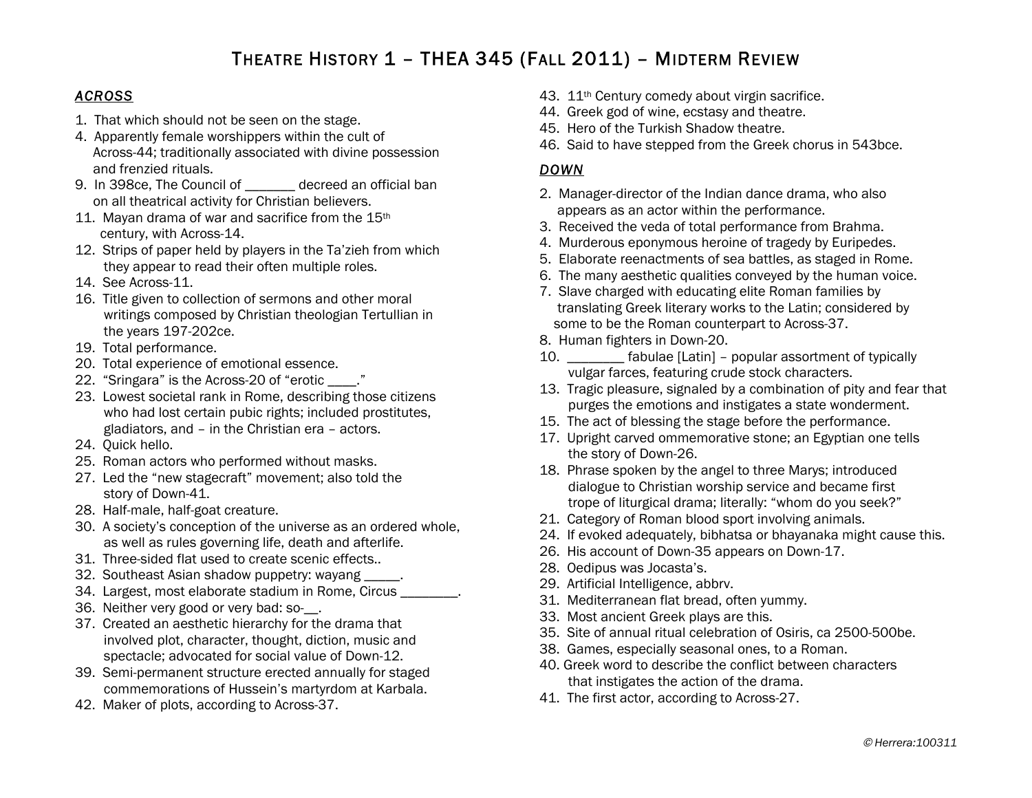# Theatre History 1 – THEA 345 (Fall 2011) – Midterm Review

## *ACROSS*

1. That which should not be seen on the stage.
4. Apparently female worshippers within the cult of Across-44; traditionally associated with divine possession and frenzied rituals.
9. In 398ce, The Council of _______ decreed an official ban on all theatrical activity for Christian believers.
11. Mayan drama of war and sacrifice from the 15th century, with Across-14.
12. Strips of paper held by players in the Ta'zieh from which they appear to read their often multiple roles.
14. See Across-11.
16. Title given to collection of sermons and other moral writings composed by Christian theologian Tertullian in the years 197-202ce.
19. Total performance.
20. Total experience of emotional essence.
22. "Sringara" is the Across-20 of "erotic ____."
23. Lowest societal rank in Rome, describing those citizens who had lost certain pubic rights; included prostitutes, gladiators, and – in the Christian era – actors.
24. Quick hello.
25. Roman actors who performed without masks.
27. Led the "new stagecraft" movement; also told the story of Down-41.
28. Half-male, half-goat creature.
30. A society's conception of the universe as an ordered whole, as well as rules governing life, death and afterlife.
31. Three-sided flat used to create scenic effects..
32. Southeast Asian shadow puppetry: wayang _____.
34. Largest, most elaborate stadium in Rome, Circus ________.
36. Neither very good or very bad: so-__.
37. Created an aesthetic hierarchy for the drama that involved plot, character, thought, diction, music and spectacle; advocated for social value of Down-12.
39. Semi-permanent structure erected annually for staged commemorations of Hussein's martyrdom at Karbala.
42. Maker of plots, according to Across-37.
43. 11th Century comedy about virgin sacrifice.
44. Greek god of wine, ecstasy and theatre.
45. Hero of the Turkish Shadow theatre.
46. Said to have stepped from the Greek chorus in 543bce.

## *DOWN*

2. Manager-director of the Indian dance drama, who also appears as an actor within the performance.
3. Received the veda of total performance from Brahma.
4. Murderous eponymous heroine of tragedy by Euripedes.
5. Elaborate reenactments of sea battles, as staged in Rome.
6. The many aesthetic qualities conveyed by the human voice.
7. Slave charged with educating elite Roman families by translating Greek literary works to the Latin; considered by some to be the Roman counterpart to Across-37.
8. Human fighters in Down-20.
10. ________ fabulae [Latin] – popular assortment of typically vulgar farces, featuring crude stock characters.
13. Tragic pleasure, signaled by a combination of pity and fear that purges the emotions and instigates a state wonderment.
15. The act of blessing the stage before the performance.
17. Upright carved ommemorative stone; an Egyptian one tells the story of Down-26.
18. Phrase spoken by the angel to three Marys; introduced dialogue to Christian worship service and became first trope of liturgical drama; literally: "whom do you seek?"
21. Category of Roman blood sport involving animals.
24. If evoked adequately, bibhatsa or bhayanaka might cause this.
26. His account of Down-35 appears on Down-17.
28. Oedipus was Jocasta's.
29. Artificial Intelligence, abbrv.
31. Mediterranean flat bread, often yummy.
33. Most ancient Greek plays are this.
35. Site of annual ritual celebration of Osiris, ca 2500-500be.
38. Games, especially seasonal ones, to a Roman.
40. Greek word to describe the conflict between characters that instigates the action of the drama.
41. The first actor, according to Across-27.

© Herrera:100311